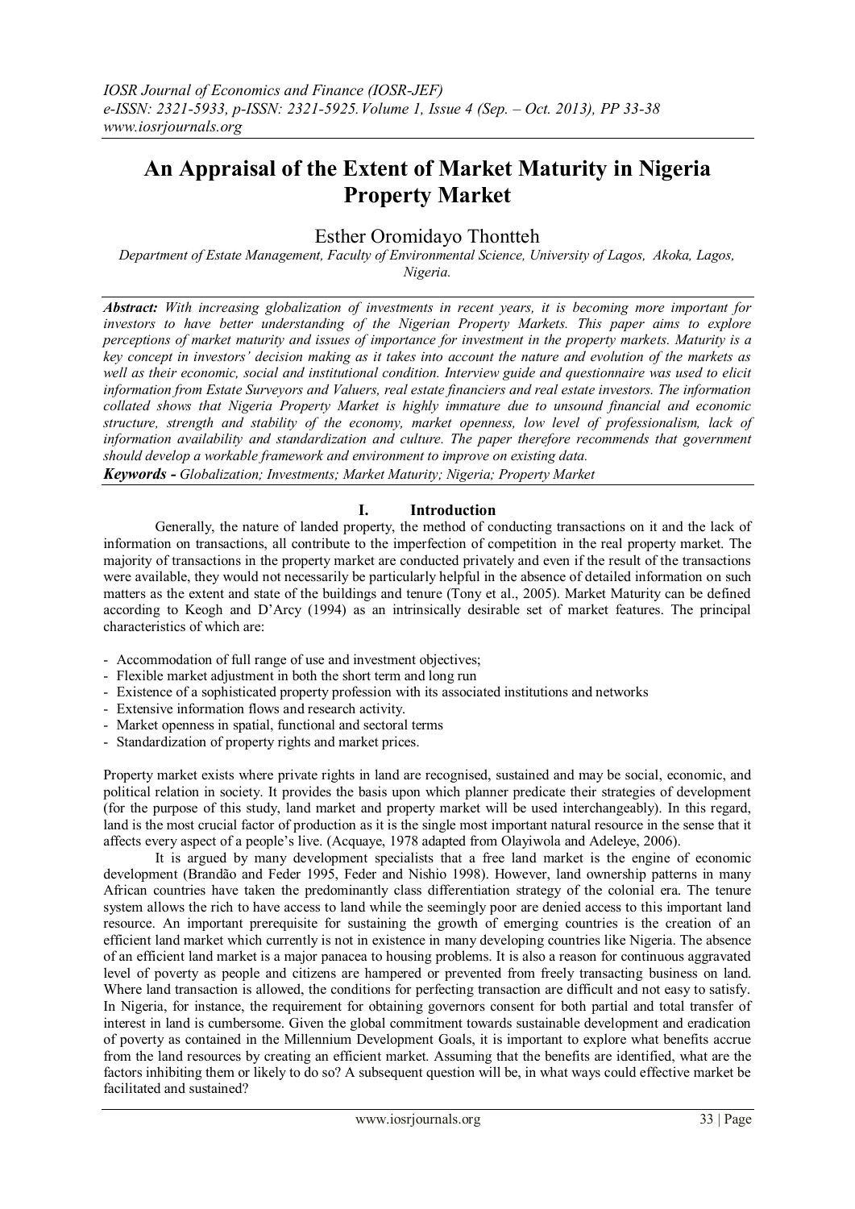# An Appraisal of the Extent of Market Maturity in Nigeria Property Market

Esther Oromidayo Thontteh

*Department of Estate Management, Faculty of Environmental Science, University of Lagos, Akoka, Lagos, Nigeria.*

***Abstract:*** *With increasing globalization of investments in recent years, it is becoming more important for investors to have better understanding of the Nigerian Property Markets. This paper aims to explore perceptions of market maturity and issues of importance for investment in the property markets. Maturity is a key concept in investors' decision making as it takes into account the nature and evolution of the markets as well as their economic, social and institutional condition. Interview guide and questionnaire was used to elicit information from Estate Surveyors and Valuers, real estate financiers and real estate investors. The information collated shows that Nigeria Property Market is highly immature due to unsound financial and economic structure, strength and stability of the economy, market openness, low level of professionalism, lack of information availability and standardization and culture. The paper therefore recommends that government should develop a workable framework and environment to improve on existing data.*

***Keywords -*** *Globalization; Investments; Market Maturity; Nigeria; Property Market*

## I. Introduction

Generally, the nature of landed property, the method of conducting transactions on it and the lack of information on transactions, all contribute to the imperfection of competition in the real property market. The majority of transactions in the property market are conducted privately and even if the result of the transactions were available, they would not necessarily be particularly helpful in the absence of detailed information on such matters as the extent and state of the buildings and tenure (Tony et al., 2005). Market Maturity can be defined according to Keogh and D'Arcy (1994) as an intrinsically desirable set of market features. The principal characteristics of which are:

- Accommodation of full range of use and investment objectives;
- Flexible market adjustment in both the short term and long run
- Existence of a sophisticated property profession with its associated institutions and networks
- Extensive information flows and research activity.
- Market openness in spatial, functional and sectoral terms
- Standardization of property rights and market prices.

Property market exists where private rights in land are recognised, sustained and may be social, economic, and political relation in society. It provides the basis upon which planner predicate their strategies of development (for the purpose of this study, land market and property market will be used interchangeably). In this regard, land is the most crucial factor of production as it is the single most important natural resource in the sense that it affects every aspect of a people's live. (Acquaye, 1978 adapted from Olayiwola and Adeleye, 2006).

It is argued by many development specialists that a free land market is the engine of economic development (Brandão and Feder 1995, Feder and Nishio 1998). However, land ownership patterns in many African countries have taken the predominantly class differentiation strategy of the colonial era. The tenure system allows the rich to have access to land while the seemingly poor are denied access to this important land resource. An important prerequisite for sustaining the growth of emerging countries is the creation of an efficient land market which currently is not in existence in many developing countries like Nigeria. The absence of an efficient land market is a major panacea to housing problems. It is also a reason for continuous aggravated level of poverty as people and citizens are hampered or prevented from freely transacting business on land. Where land transaction is allowed, the conditions for perfecting transaction are difficult and not easy to satisfy. In Nigeria, for instance, the requirement for obtaining governors consent for both partial and total transfer of interest in land is cumbersome. Given the global commitment towards sustainable development and eradication of poverty as contained in the Millennium Development Goals, it is important to explore what benefits accrue from the land resources by creating an efficient market. Assuming that the benefits are identified, what are the factors inhibiting them or likely to do so? A subsequent question will be, in what ways could effective market be facilitated and sustained?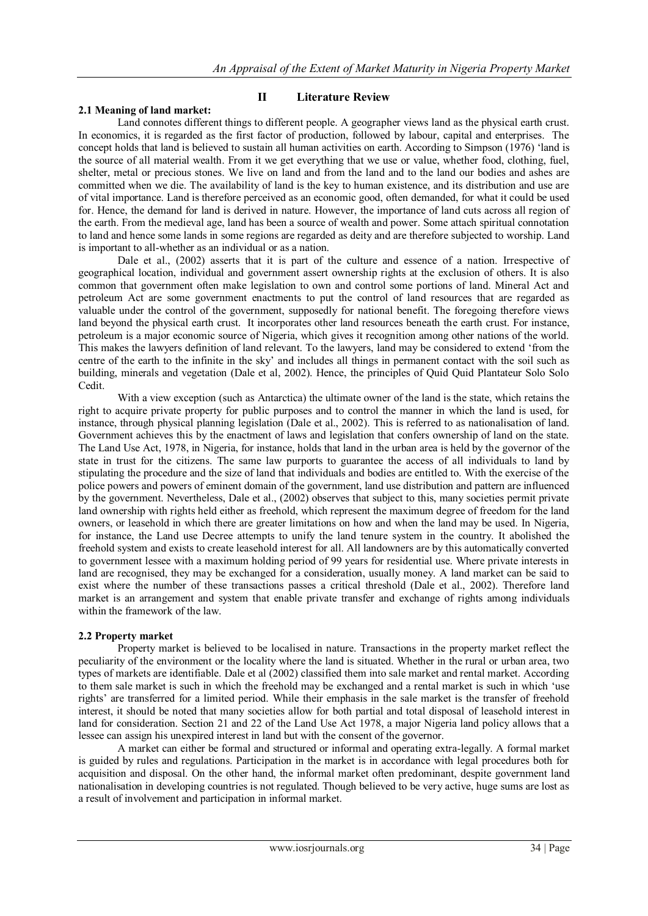# II Literature Review

## 2.1 Meaning of land market:

Land connotes different things to different people. A geographer views land as the physical earth crust. In economics, it is regarded as the first factor of production, followed by labour, capital and enterprises. The concept holds that land is believed to sustain all human activities on earth. According to Simpson (1976) 'land is the source of all material wealth. From it we get everything that we use or value, whether food, clothing, fuel, shelter, metal or precious stones. We live on land and from the land and to the land our bodies and ashes are committed when we die. The availability of land is the key to human existence, and its distribution and use are of vital importance. Land is therefore perceived as an economic good, often demanded, for what it could be used for. Hence, the demand for land is derived in nature. However, the importance of land cuts across all region of the earth. From the medieval age, land has been a source of wealth and power. Some attach spiritual connotation to land and hence some lands in some regions are regarded as deity and are therefore subjected to worship. Land is important to all-whether as an individual or as a nation.

Dale et al., (2002) asserts that it is part of the culture and essence of a nation. Irrespective of geographical location, individual and government assert ownership rights at the exclusion of others. It is also common that government often make legislation to own and control some portions of land. Mineral Act and petroleum Act are some government enactments to put the control of land resources that are regarded as valuable under the control of the government, supposedly for national benefit. The foregoing therefore views land beyond the physical earth crust. It incorporates other land resources beneath the earth crust. For instance, petroleum is a major economic source of Nigeria, which gives it recognition among other nations of the world. This makes the lawyers definition of land relevant. To the lawyers, land may be considered to extend 'from the centre of the earth to the infinite in the sky' and includes all things in permanent contact with the soil such as building, minerals and vegetation (Dale et al, 2002). Hence, the principles of Quid Quid Plantateur Solo Solo Cedit.

With a view exception (such as Antarctica) the ultimate owner of the land is the state, which retains the right to acquire private property for public purposes and to control the manner in which the land is used, for instance, through physical planning legislation (Dale et al., 2002). This is referred to as nationalisation of land. Government achieves this by the enactment of laws and legislation that confers ownership of land on the state. The Land Use Act, 1978, in Nigeria, for instance, holds that land in the urban area is held by the governor of the state in trust for the citizens. The same law purports to guarantee the access of all individuals to land by stipulating the procedure and the size of land that individuals and bodies are entitled to. With the exercise of the police powers and powers of eminent domain of the government, land use distribution and pattern are influenced by the government. Nevertheless, Dale et al., (2002) observes that subject to this, many societies permit private land ownership with rights held either as freehold, which represent the maximum degree of freedom for the land owners, or leasehold in which there are greater limitations on how and when the land may be used. In Nigeria, for instance, the Land use Decree attempts to unify the land tenure system in the country. It abolished the freehold system and exists to create leasehold interest for all. All landowners are by this automatically converted to government lessee with a maximum holding period of 99 years for residential use. Where private interests in land are recognised, they may be exchanged for a consideration, usually money. A land market can be said to exist where the number of these transactions passes a critical threshold (Dale et al., 2002). Therefore land market is an arrangement and system that enable private transfer and exchange of rights among individuals within the framework of the law.

## 2.2 Property market

Property market is believed to be localised in nature. Transactions in the property market reflect the peculiarity of the environment or the locality where the land is situated. Whether in the rural or urban area, two types of markets are identifiable. Dale et al (2002) classified them into sale market and rental market. According to them sale market is such in which the freehold may be exchanged and a rental market is such in which 'use rights' are transferred for a limited period. While their emphasis in the sale market is the transfer of freehold interest, it should be noted that many societies allow for both partial and total disposal of leasehold interest in land for consideration. Section 21 and 22 of the Land Use Act 1978, a major Nigeria land policy allows that a lessee can assign his unexpired interest in land but with the consent of the governor.

A market can either be formal and structured or informal and operating extra-legally. A formal market is guided by rules and regulations. Participation in the market is in accordance with legal procedures both for acquisition and disposal. On the other hand, the informal market often predominant, despite government land nationalisation in developing countries is not regulated. Though believed to be very active, huge sums are lost as a result of involvement and participation in informal market.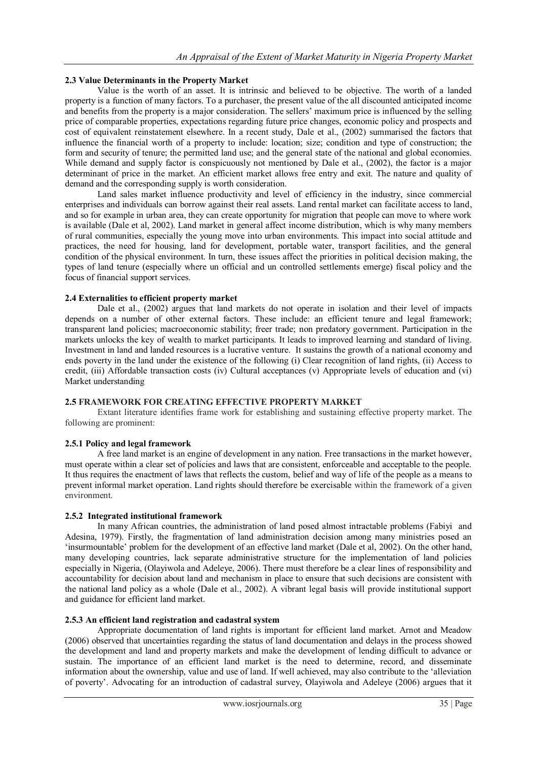### 2.3 Value Determinants in the Property Market

Value is the worth of an asset. It is intrinsic and believed to be objective. The worth of a landed property is a function of many factors. To a purchaser, the present value of the all discounted anticipated income and benefits from the property is a major consideration. The sellers' maximum price is influenced by the selling price of comparable properties, expectations regarding future price changes, economic policy and prospects and cost of equivalent reinstatement elsewhere. In a recent study, Dale et al., (2002) summarised the factors that influence the financial worth of a property to include: location; size; condition and type of construction; the form and security of tenure; the permitted land use; and the general state of the national and global economies. While demand and supply factor is conspicuously not mentioned by Dale et al., (2002), the factor is a major determinant of price in the market. An efficient market allows free entry and exit. The nature and quality of demand and the corresponding supply is worth consideration.

Land sales market influence productivity and level of efficiency in the industry, since commercial enterprises and individuals can borrow against their real assets. Land rental market can facilitate access to land, and so for example in urban area, they can create opportunity for migration that people can move to where work is available (Dale et al, 2002). Land market in general affect income distribution, which is why many members of rural communities, especially the young move into urban environments. This impact into social attitude and practices, the need for housing, land for development, portable water, transport facilities, and the general condition of the physical environment. In turn, these issues affect the priorities in political decision making, the types of land tenure (especially where un official and un controlled settlements emerge) fiscal policy and the focus of financial support services.

### 2.4 Externalities to efficient property market

Dale et al., (2002) argues that land markets do not operate in isolation and their level of impacts depends on a number of other external factors. These include: an efficient tenure and legal framework; transparent land policies; macroeconomic stability; freer trade; non predatory government. Participation in the markets unlocks the key of wealth to market participants. It leads to improved learning and standard of living. Investment in land and landed resources is a lucrative venture. It sustains the growth of a national economy and ends poverty in the land under the existence of the following (i) Clear recognition of land rights, (ii) Access to credit, (iii) Affordable transaction costs (iv) Cultural acceptances (v) Appropriate levels of education and (vi) Market understanding

### 2.5 FRAMEWORK FOR CREATING EFFECTIVE PROPERTY MARKET

Extant literature identifies frame work for establishing and sustaining effective property market. The following are prominent:

#### 2.5.1 Policy and legal framework

A free land market is an engine of development in any nation. Free transactions in the market however, must operate within a clear set of policies and laws that are consistent, enforceable and acceptable to the people. It thus requires the enactment of laws that reflects the custom, belief and way of life of the people as a means to prevent informal market operation. Land rights should therefore be exercisable within the framework of a given environment.

#### 2.5.2 Integrated institutional framework

In many African countries, the administration of land posed almost intractable problems (Fabiyi and Adesina, 1979). Firstly, the fragmentation of land administration decision among many ministries posed an 'insurmountable' problem for the development of an effective land market (Dale et al, 2002). On the other hand, many developing countries, lack separate administrative structure for the implementation of land policies especially in Nigeria, (Olayiwola and Adeleye, 2006). There must therefore be a clear lines of responsibility and accountability for decision about land and mechanism in place to ensure that such decisions are consistent with the national land policy as a whole (Dale et al., 2002). A vibrant legal basis will provide institutional support and guidance for efficient land market.

#### 2.5.3 An efficient land registration and cadastral system

Appropriate documentation of land rights is important for efficient land market. Arnot and Meadow (2006) observed that uncertainties regarding the status of land documentation and delays in the process showed the development and land and property markets and make the development of lending difficult to advance or sustain. The importance of an efficient land market is the need to determine, record, and disseminate information about the ownership, value and use of land. If well achieved, may also contribute to the 'alleviation of poverty'. Advocating for an introduction of cadastral survey, Olayiwola and Adeleye (2006) argues that it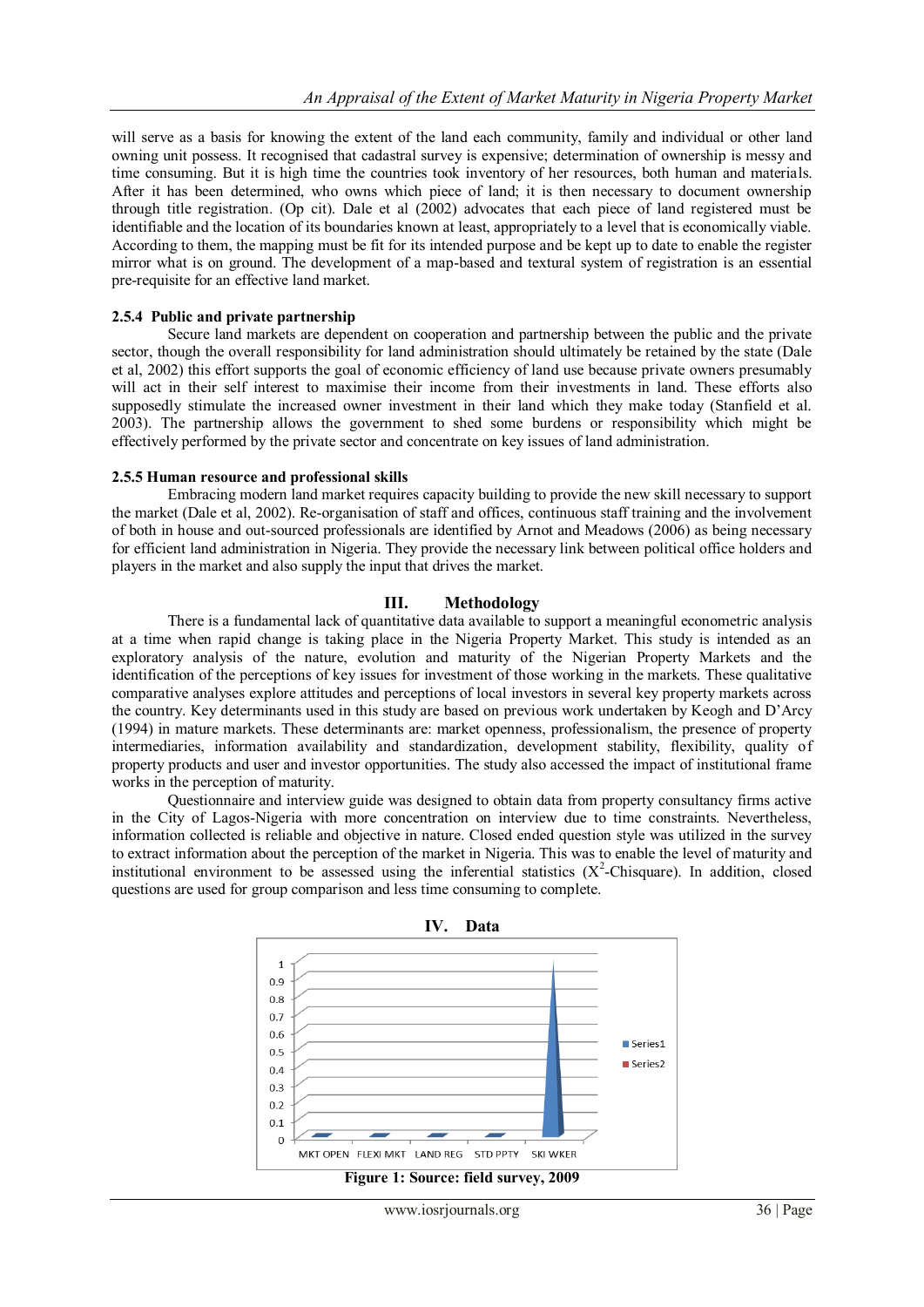will serve as a basis for knowing the extent of the land each community, family and individual or other land owning unit possess. It recognised that cadastral survey is expensive; determination of ownership is messy and time consuming. But it is high time the countries took inventory of her resources, both human and materials. After it has been determined, who owns which piece of land; it is then necessary to document ownership through title registration. (Op cit). Dale et al (2002) advocates that each piece of land registered must be identifiable and the location of its boundaries known at least, appropriately to a level that is economically viable. According to them, the mapping must be fit for its intended purpose and be kept up to date to enable the register mirror what is on ground. The development of a map-based and textural system of registration is an essential pre-requisite for an effective land market.

### 2.5.4 Public and private partnership

Secure land markets are dependent on cooperation and partnership between the public and the private sector, though the overall responsibility for land administration should ultimately be retained by the state (Dale et al, 2002) this effort supports the goal of economic efficiency of land use because private owners presumably will act in their self interest to maximise their income from their investments in land. These efforts also supposedly stimulate the increased owner investment in their land which they make today (Stanfield et al. 2003). The partnership allows the government to shed some burdens or responsibility which might be effectively performed by the private sector and concentrate on key issues of land administration.

### 2.5.5 Human resource and professional skills

Embracing modern land market requires capacity building to provide the new skill necessary to support the market (Dale et al, 2002). Re-organisation of staff and offices, continuous staff training and the involvement of both in house and out-sourced professionals are identified by Arnot and Meadows (2006) as being necessary for efficient land administration in Nigeria. They provide the necessary link between political office holders and players in the market and also supply the input that drives the market.

## III. Methodology

There is a fundamental lack of quantitative data available to support a meaningful econometric analysis at a time when rapid change is taking place in the Nigeria Property Market. This study is intended as an exploratory analysis of the nature, evolution and maturity of the Nigerian Property Markets and the identification of the perceptions of key issues for investment of those working in the markets. These qualitative comparative analyses explore attitudes and perceptions of local investors in several key property markets across the country. Key determinants used in this study are based on previous work undertaken by Keogh and D'Arcy (1994) in mature markets. These determinants are: market openness, professionalism, the presence of property intermediaries, information availability and standardization, development stability, flexibility, quality of property products and user and investor opportunities. The study also accessed the impact of institutional frame works in the perception of maturity.

Questionnaire and interview guide was designed to obtain data from property consultancy firms active in the City of Lagos-Nigeria with more concentration on interview due to time constraints. Nevertheless, information collected is reliable and objective in nature. Closed ended question style was utilized in the survey to extract information about the perception of the market in Nigeria. This was to enable the level of maturity and institutional environment to be assessed using the inferential statistics ($X^2$-Chisquare). In addition, closed questions are used for group comparison and less time consuming to complete.

## IV. Data

**Figure 1: Source: field survey, 2009**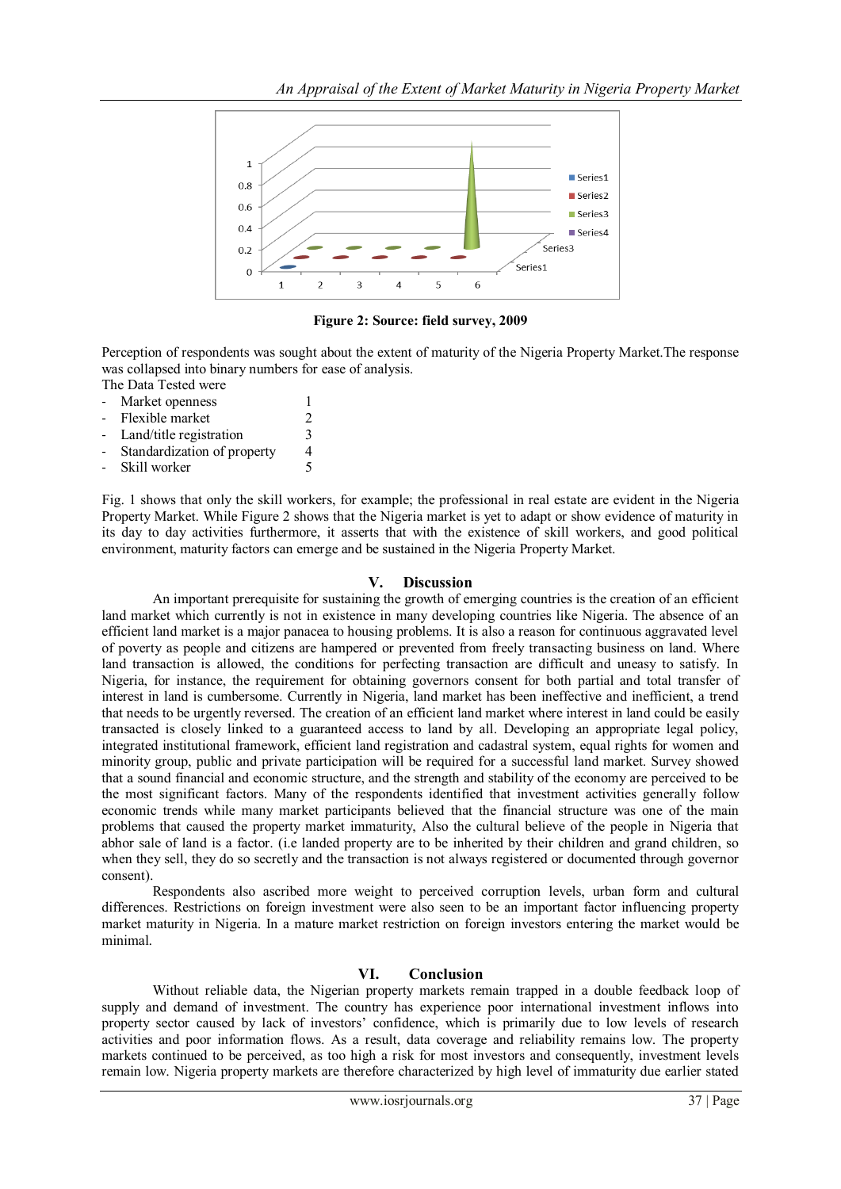**Figure 2: Source: field survey, 2009**

Perception of respondents was sought about the extent of maturity of the Nigeria Property Market.The response was collapsed into binary numbers for ease of analysis.

The Data Tested were

- Market openness 1
- Flexible market 2
- Land/title registration 3
- Standardization of property 4
- Skill worker 5

Fig. 1 shows that only the skill workers, for example; the professional in real estate are evident in the Nigeria Property Market. While Figure 2 shows that the Nigeria market is yet to adapt or show evidence of maturity in its day to day activities furthermore, it asserts that with the existence of skill workers, and good political environment, maturity factors can emerge and be sustained in the Nigeria Property Market.

## V. Discussion

An important prerequisite for sustaining the growth of emerging countries is the creation of an efficient land market which currently is not in existence in many developing countries like Nigeria. The absence of an efficient land market is a major panacea to housing problems. It is also a reason for continuous aggravated level of poverty as people and citizens are hampered or prevented from freely transacting business on land. Where land transaction is allowed, the conditions for perfecting transaction are difficult and uneasy to satisfy. In Nigeria, for instance, the requirement for obtaining governors consent for both partial and total transfer of interest in land is cumbersome. Currently in Nigeria, land market has been ineffective and inefficient, a trend that needs to be urgently reversed. The creation of an efficient land market where interest in land could be easily transacted is closely linked to a guaranteed access to land by all. Developing an appropriate legal policy, integrated institutional framework, efficient land registration and cadastral system, equal rights for women and minority group, public and private participation will be required for a successful land market. Survey showed that a sound financial and economic structure, and the strength and stability of the economy are perceived to be the most significant factors. Many of the respondents identified that investment activities generally follow economic trends while many market participants believed that the financial structure was one of the main problems that caused the property market immaturity, Also the cultural believe of the people in Nigeria that abhor sale of land is a factor. (i.e landed property are to be inherited by their children and grand children, so when they sell, they do so secretly and the transaction is not always registered or documented through governor consent).

Respondents also ascribed more weight to perceived corruption levels, urban form and cultural differences. Restrictions on foreign investment were also seen to be an important factor influencing property market maturity in Nigeria. In a mature market restriction on foreign investors entering the market would be minimal.

## VI. Conclusion

Without reliable data, the Nigerian property markets remain trapped in a double feedback loop of supply and demand of investment. The country has experience poor international investment inflows into property sector caused by lack of investors' confidence, which is primarily due to low levels of research activities and poor information flows. As a result, data coverage and reliability remains low. The property markets continued to be perceived, as too high a risk for most investors and consequently, investment levels remain low. Nigeria property markets are therefore characterized by high level of immaturity due earlier stated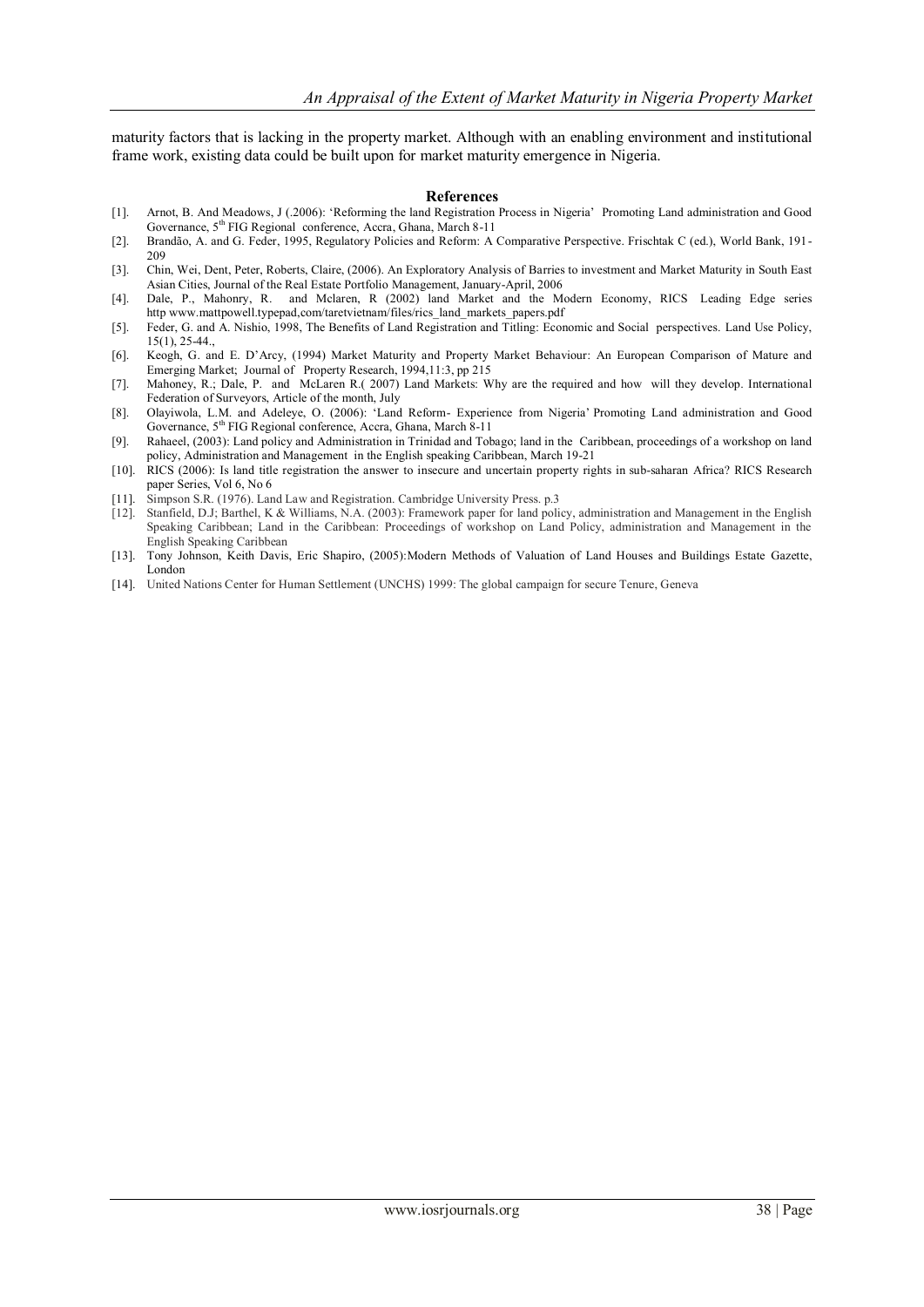maturity factors that is lacking in the property market. Although with an enabling environment and institutional frame work, existing data could be built upon for market maturity emergence in Nigeria.

## References

[1]. Arnot, B. And Meadows, J (.2006): 'Reforming the land Registration Process in Nigeria' Promoting Land administration and Good Governance, 5th FIG Regional conference, Accra, Ghana, March 8-11

[2]. Brandão, A. and G. Feder, 1995, Regulatory Policies and Reform: A Comparative Perspective. Frischtak C (ed.), World Bank, 191-209

[3]. Chin, Wei, Dent, Peter, Roberts, Claire, (2006). An Exploratory Analysis of Barries to investment and Market Maturity in South East Asian Cities, Journal of the Real Estate Portfolio Management, January-April, 2006

[4]. Dale, P., Mahonry, R. and Mclaren, R (2002) land Market and the Modern Economy, RICS Leading Edge series http www.mattpowell.typepad,com/taretvietnam/files/rics_land_markets_papers.pdf

[5]. Feder, G. and A. Nishio, 1998, The Benefits of Land Registration and Titling: Economic and Social perspectives. Land Use Policy, 15(1), 25-44.,

[6]. Keogh, G. and E. D'Arcy, (1994) Market Maturity and Property Market Behaviour: An European Comparison of Mature and Emerging Market; Journal of Property Research, 1994,11:3, pp 215

[7]. Mahoney, R.; Dale, P. and McLaren R.( 2007) Land Markets: Why are the required and how will they develop. International Federation of Surveyors, Article of the month, July

[8]. Olayiwola, L.M. and Adeleye, O. (2006): 'Land Reform- Experience from Nigeria' Promoting Land administration and Good Governance, 5th FIG Regional conference, Accra, Ghana, March 8-11

[9]. Rahaeel, (2003): Land policy and Administration in Trinidad and Tobago; land in the Caribbean, proceedings of a workshop on land policy, Administration and Management in the English speaking Caribbean, March 19-21

[10]. RICS (2006): Is land title registration the answer to insecure and uncertain property rights in sub-saharan Africa? RICS Research paper Series, Vol 6, No 6

[11]. Simpson S.R. (1976). Land Law and Registration. Cambridge University Press. p.3

[12]. Stanfield, D.J; Barthel, K & Williams, N.A. (2003): Framework paper for land policy, administration and Management in the English Speaking Caribbean; Land in the Caribbean: Proceedings of workshop on Land Policy, administration and Management in the English Speaking Caribbean

[13]. Tony Johnson, Keith Davis, Eric Shapiro, (2005):Modern Methods of Valuation of Land Houses and Buildings Estate Gazette, London

[14]. United Nations Center for Human Settlement (UNCHS) 1999: The global campaign for secure Tenure, Geneva